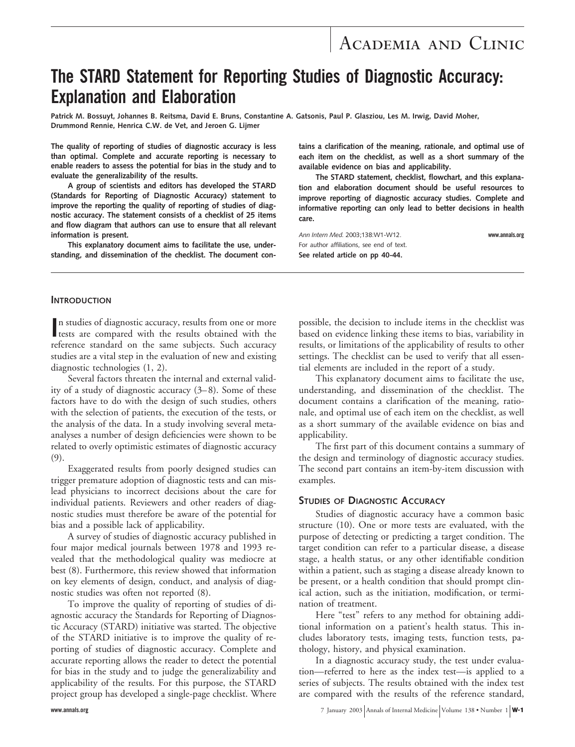# The STARD Statement for Reporting Studies of Diagnostic Accuracy: Explanation and Elaboration

Patrick M. Bossuyt, Johannes B. Reitsma, David E. Bruns, Constantine A. Gatsonis, Paul P. Glasziou, Les M. Irwig, David Moher, Drummond Rennie, Henrica C.W. de Vet, and Jeroen G. Lijmer

**The quality of reporting of studies of diagnostic accuracy is less than optimal. Complete and accurate reporting is necessary to enable readers to assess the potential for bias in the study and to evaluate the generalizability of the results.**

**A group of scientists and editors has developed the STARD (Standards for Reporting of Diagnostic Accuracy) statement to improve the reporting the quality of reporting of studies of diagnostic accuracy. The statement consists of a checklist of 25 items and flow diagram that authors can use to ensure that all relevant information is present.**

**This explanatory document aims to facilitate the use, understanding, and dissemination of the checklist. The document contains a clarification of the meaning, rationale, and optimal use of each item on the checklist, as well as a short summary of the available evidence on bias and applicability.**

**The STARD statement, checklist, flowchart, and this explanation and elaboration document should be useful resources to improve reporting of diagnostic accuracy studies. Complete and informative reporting can only lead to better decisions in health care.**

*Ann Intern Med.* 2003;138:W1-W12.
For author affiliations, see end of text.
**See related article on pp 40-44.**

## Introduction

In studies of diagnostic accuracy, results from one or more tests are compared with the results obtained with the reference standard on the same subjects. Such accuracy studies are a vital step in the evaluation of new and existing diagnostic technologies (1, 2).

Several factors threaten the internal and external validity of a study of diagnostic accuracy (3–8). Some of these factors have to do with the design of such studies, others with the selection of patients, the execution of the tests, or the analysis of the data. In a study involving several meta-analyses a number of design deficiencies were shown to be related to overly optimistic estimates of diagnostic accuracy (9).

Exaggerated results from poorly designed studies can trigger premature adoption of diagnostic tests and can mislead physicians to incorrect decisions about the care for individual patients. Reviewers and other readers of diagnostic studies must therefore be aware of the potential for bias and a possible lack of applicability.

A survey of studies of diagnostic accuracy published in four major medical journals between 1978 and 1993 revealed that the methodological quality was mediocre at best (8). Furthermore, this review showed that information on key elements of design, conduct, and analysis of diagnostic studies was often not reported (8).

To improve the quality of reporting of studies of diagnostic accuracy the Standards for Reporting of Diagnostic Accuracy (STARD) initiative was started. The objective of the STARD initiative is to improve the quality of reporting of studies of diagnostic accuracy. Complete and accurate reporting allows the reader to detect the potential for bias in the study and to judge the generalizability and applicability of the results. For this purpose, the STARD project group has developed a single-page checklist. Where possible, the decision to include items in the checklist was based on evidence linking these items to bias, variability in results, or limitations of the applicability of results to other settings. The checklist can be used to verify that all essential elements are included in the report of a study.

This explanatory document aims to facilitate the use, understanding, and dissemination of the checklist. The document contains a clarification of the meaning, rationale, and optimal use of each item on the checklist, as well as a short summary of the available evidence on bias and applicability.

The first part of this document contains a summary of the design and terminology of diagnostic accuracy studies. The second part contains an item-by-item discussion with examples.

## Studies of Diagnostic Accuracy

Studies of diagnostic accuracy have a common basic structure (10). One or more tests are evaluated, with the purpose of detecting or predicting a target condition. The target condition can refer to a particular disease, a disease stage, a health status, or any other identifiable condition within a patient, such as staging a disease already known to be present, or a health condition that should prompt clinical action, such as the initiation, modification, or termination of treatment.

Here "test" refers to any method for obtaining additional information on a patient's health status. This includes laboratory tests, imaging tests, function tests, pathology, history, and physical examination.

In a diagnostic accuracy study, the test under evaluation—referred to here as the index test—is applied to a series of subjects. The results obtained with the index test are compared with the results of the reference standard,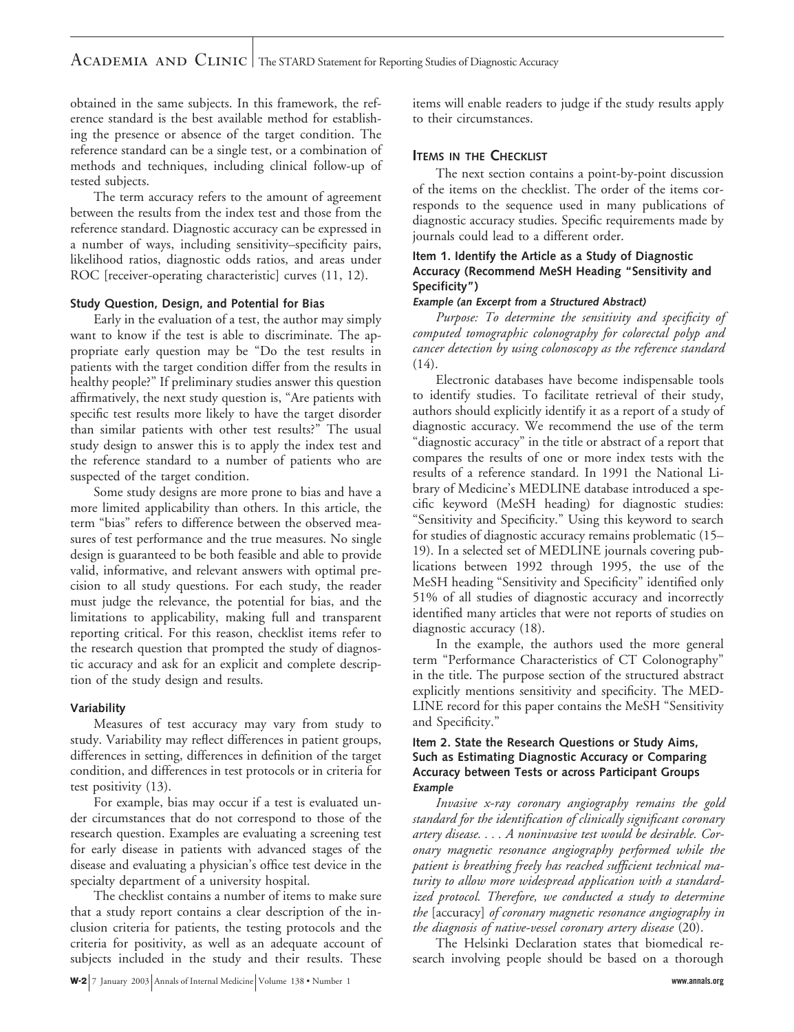obtained in the same subjects. In this framework, the reference standard is the best available method for establishing the presence or absence of the target condition. The reference standard can be a single test, or a combination of methods and techniques, including clinical follow-up of tested subjects.

The term accuracy refers to the amount of agreement between the results from the index test and those from the reference standard. Diagnostic accuracy can be expressed in a number of ways, including sensitivity–specificity pairs, likelihood ratios, diagnostic odds ratios, and areas under ROC [receiver-operating characteristic] curves (11, 12).

### Study Question, Design, and Potential for Bias

Early in the evaluation of a test, the author may simply want to know if the test is able to discriminate. The appropriate early question may be "Do the test results in patients with the target condition differ from the results in healthy people?" If preliminary studies answer this question affirmatively, the next study question is, "Are patients with specific test results more likely to have the target disorder than similar patients with other test results?" The usual study design to answer this is to apply the index test and the reference standard to a number of patients who are suspected of the target condition.

Some study designs are more prone to bias and have a more limited applicability than others. In this article, the term "bias" refers to difference between the observed measures of test performance and the true measures. No single design is guaranteed to be both feasible and able to provide valid, informative, and relevant answers with optimal precision to all study questions. For each study, the reader must judge the relevance, the potential for bias, and the limitations to applicability, making full and transparent reporting critical. For this reason, checklist items refer to the research question that prompted the study of diagnostic accuracy and ask for an explicit and complete description of the study design and results.

### Variability

Measures of test accuracy may vary from study to study. Variability may reflect differences in patient groups, differences in setting, differences in definition of the target condition, and differences in test protocols or in criteria for test positivity (13).

For example, bias may occur if a test is evaluated under circumstances that do not correspond to those of the research question. Examples are evaluating a screening test for early disease in patients with advanced stages of the disease and evaluating a physician's office test device in the specialty department of a university hospital.

The checklist contains a number of items to make sure that a study report contains a clear description of the inclusion criteria for patients, the testing protocols and the criteria for positivity, as well as an adequate account of subjects included in the study and their results. These items will enable readers to judge if the study results apply to their circumstances.

## Items in the Checklist

The next section contains a point-by-point discussion of the items on the checklist. The order of the items corresponds to the sequence used in many publications of diagnostic accuracy studies. Specific requirements made by journals could lead to a different order.

### Item 1. Identify the Article as a Study of Diagnostic Accuracy (Recommend MeSH Heading "Sensitivity and Specificity")

***Example (an Excerpt from a Structured Abstract)***

*Purpose: To determine the sensitivity and specificity of computed tomographic colonography for colorectal polyp and cancer detection by using colonoscopy as the reference standard* (14).

Electronic databases have become indispensable tools to identify studies. To facilitate retrieval of their study, authors should explicitly identify it as a report of a study of diagnostic accuracy. We recommend the use of the term "diagnostic accuracy" in the title or abstract of a report that compares the results of one or more index tests with the results of a reference standard. In 1991 the National Library of Medicine's MEDLINE database introduced a specific keyword (MeSH heading) for diagnostic studies: "Sensitivity and Specificity." Using this keyword to search for studies of diagnostic accuracy remains problematic (15–19). In a selected set of MEDLINE journals covering publications between 1992 through 1995, the use of the MeSH heading "Sensitivity and Specificity" identified only 51% of all studies of diagnostic accuracy and incorrectly identified many articles that were not reports of studies on diagnostic accuracy (18).

In the example, the authors used the more general term "Performance Characteristics of CT Colonography" in the title. The purpose section of the structured abstract explicitly mentions sensitivity and specificity. The MEDLINE record for this paper contains the MeSH "Sensitivity and Specificity."

### Item 2. State the Research Questions or Study Aims, Such as Estimating Diagnostic Accuracy or Comparing Accuracy between Tests or across Participant Groups

***Example***

*Invasive x-ray coronary angiography remains the gold standard for the identification of clinically significant coronary artery disease. . . . A noninvasive test would be desirable. Coronary magnetic resonance angiography performed while the patient is breathing freely has reached sufficient technical maturity to allow more widespread application with a standardized protocol. Therefore, we conducted a study to determine the* [accuracy] *of coronary magnetic resonance angiography in the diagnosis of native-vessel coronary artery disease* (20).

The Helsinki Declaration states that biomedical research involving people should be based on a thorough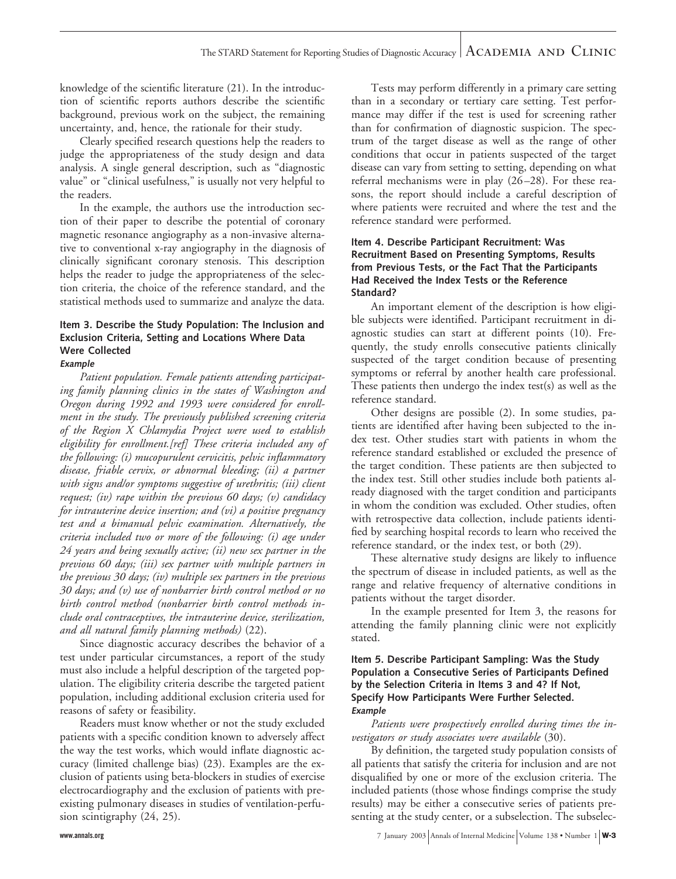knowledge of the scientific literature (21). In the introduction of scientific reports authors describe the scientific background, previous work on the subject, the remaining uncertainty, and, hence, the rationale for their study.

Clearly specified research questions help the readers to judge the appropriateness of the study design and data analysis. A single general description, such as "diagnostic value" or "clinical usefulness," is usually not very helpful to the readers.

In the example, the authors use the introduction section of their paper to describe the potential of coronary magnetic resonance angiography as a non-invasive alternative to conventional x-ray angiography in the diagnosis of clinically significant coronary stenosis. This description helps the reader to judge the appropriateness of the selection criteria, the choice of the reference standard, and the statistical methods used to summarize and analyze the data.

### Item 3. Describe the Study Population: The Inclusion and Exclusion Criteria, Setting and Locations Where Data Were Collected

***Example***

*Patient population. Female patients attending participating family planning clinics in the states of Washington and Oregon during 1992 and 1993 were considered for enrollment in the study. The previously published screening criteria of the Region X Chlamydia Project were used to establish eligibility for enrollment.[ref] These criteria included any of the following: (i) mucopurulent cervicitis, pelvic inflammatory disease, friable cervix, or abnormal bleeding; (ii) a partner with signs and/or symptoms suggestive of urethritis; (iii) client request; (iv) rape within the previous 60 days; (v) candidacy for intrauterine device insertion; and (vi) a positive pregnancy test and a bimanual pelvic examination. Alternatively, the criteria included two or more of the following: (i) age under 24 years and being sexually active; (ii) new sex partner in the previous 60 days; (iii) sex partner with multiple partners in the previous 30 days; (iv) multiple sex partners in the previous 30 days; and (v) use of nonbarrier birth control method or no birth control method (nonbarrier birth control methods include oral contraceptives, the intrauterine device, sterilization, and all natural family planning methods)* (22).

Since diagnostic accuracy describes the behavior of a test under particular circumstances, a report of the study must also include a helpful description of the targeted population. The eligibility criteria describe the targeted patient population, including additional exclusion criteria used for reasons of safety or feasibility.

Readers must know whether or not the study excluded patients with a specific condition known to adversely affect the way the test works, which would inflate diagnostic accuracy (limited challenge bias) (23). Examples are the exclusion of patients using beta-blockers in studies of exercise electrocardiography and the exclusion of patients with preexisting pulmonary diseases in studies of ventilation-perfusion scintigraphy (24, 25).

Tests may perform differently in a primary care setting than in a secondary or tertiary care setting. Test performance may differ if the test is used for screening rather than for confirmation of diagnostic suspicion. The spectrum of the target disease as well as the range of other conditions that occur in patients suspected of the target disease can vary from setting to setting, depending on what referral mechanisms were in play (26–28). For these reasons, the report should include a careful description of where patients were recruited and where the test and the reference standard were performed.

### Item 4. Describe Participant Recruitment: Was Recruitment Based on Presenting Symptoms, Results from Previous Tests, or the Fact That the Participants Had Received the Index Tests or the Reference Standard?

An important element of the description is how eligible subjects were identified. Participant recruitment in diagnostic studies can start at different points (10). Frequently, the study enrolls consecutive patients clinically suspected of the target condition because of presenting symptoms or referral by another health care professional. These patients then undergo the index test(s) as well as the reference standard.

Other designs are possible (2). In some studies, patients are identified after having been subjected to the index test. Other studies start with patients in whom the reference standard established or excluded the presence of the target condition. These patients are then subjected to the index test. Still other studies include both patients already diagnosed with the target condition and participants in whom the condition was excluded. Other studies, often with retrospective data collection, include patients identified by searching hospital records to learn who received the reference standard, or the index test, or both (29).

These alternative study designs are likely to influence the spectrum of disease in included patients, as well as the range and relative frequency of alternative conditions in patients without the target disorder.

In the example presented for Item 3, the reasons for attending the family planning clinic were not explicitly stated.

### Item 5. Describe Participant Sampling: Was the Study Population a Consecutive Series of Participants Defined by the Selection Criteria in Items 3 and 4? If Not, Specify How Participants Were Further Selected.

***Example***

*Patients were prospectively enrolled during times the investigators or study associates were available* (30).

By definition, the targeted study population consists of all patients that satisfy the criteria for inclusion and are not disqualified by one or more of the exclusion criteria. The included patients (those whose findings comprise the study results) may be either a consecutive series of patients presenting at the study center, or a subselection. The subselec-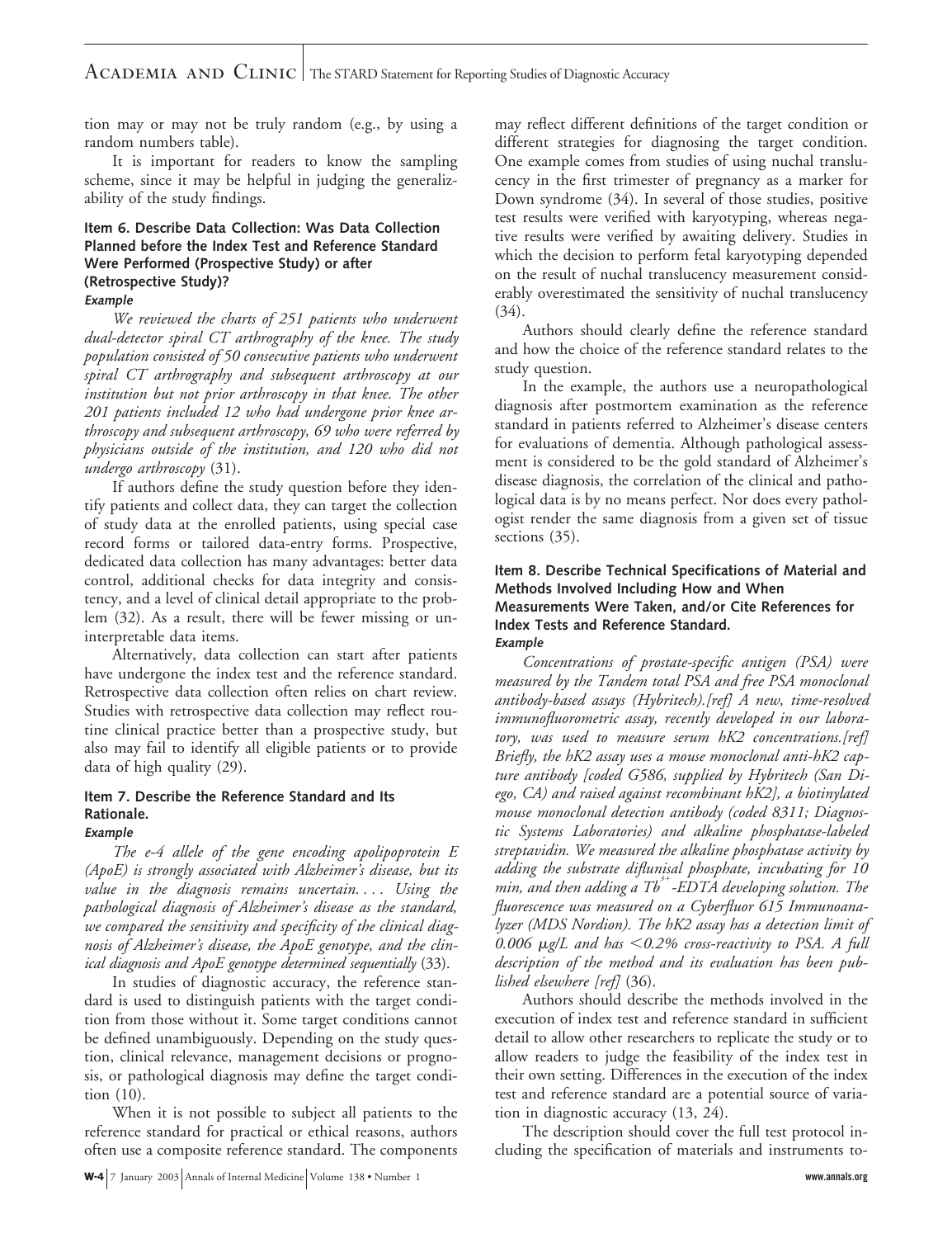tion may or may not be truly random (e.g., by using a random numbers table).

It is important for readers to know the sampling scheme, since it may be helpful in judging the generalizability of the study findings.

### Item 6. Describe Data Collection: Was Data Collection Planned before the Index Test and Reference Standard Were Performed (Prospective Study) or after (Retrospective Study)?

***Example***

*We reviewed the charts of 251 patients who underwent dual-detector spiral CT arthrography of the knee. The study population consisted of 50 consecutive patients who underwent spiral CT arthrography and subsequent arthroscopy at our institution but not prior arthroscopy in that knee. The other 201 patients included 12 who had undergone prior knee arthroscopy and subsequent arthroscopy, 69 who were referred by physicians outside of the institution, and 120 who did not undergo arthroscopy* (31).

If authors define the study question before they identify patients and collect data, they can target the collection of study data at the enrolled patients, using special case record forms or tailored data-entry forms. Prospective, dedicated data collection has many advantages: better data control, additional checks for data integrity and consistency, and a level of clinical detail appropriate to the problem (32). As a result, there will be fewer missing or uninterpretable data items.

Alternatively, data collection can start after patients have undergone the index test and the reference standard. Retrospective data collection often relies on chart review. Studies with retrospective data collection may reflect routine clinical practice better than a prospective study, but also may fail to identify all eligible patients or to provide data of high quality (29).

### Item 7. Describe the Reference Standard and Its Rationale.

***Example***

*The e-4 allele of the gene encoding apolipoprotein E (ApoE) is strongly associated with Alzheimer's disease, but its value in the diagnosis remains uncertain. . . . Using the pathological diagnosis of Alzheimer's disease as the standard, we compared the sensitivity and specificity of the clinical diagnosis of Alzheimer's disease, the ApoE genotype, and the clinical diagnosis and ApoE genotype determined sequentially* (33).

In studies of diagnostic accuracy, the reference standard is used to distinguish patients with the target condition from those without it. Some target conditions cannot be defined unambiguously. Depending on the study question, clinical relevance, management decisions or prognosis, or pathological diagnosis may define the target condition (10).

When it is not possible to subject all patients to the reference standard for practical or ethical reasons, authors often use a composite reference standard. The components may reflect different definitions of the target condition or different strategies for diagnosing the target condition. One example comes from studies of using nuchal translucency in the first trimester of pregnancy as a marker for Down syndrome (34). In several of those studies, positive test results were verified with karyotyping, whereas negative results were verified by awaiting delivery. Studies in which the decision to perform fetal karyotyping depended on the result of nuchal translucency measurement considerably overestimated the sensitivity of nuchal translucency (34).

Authors should clearly define the reference standard and how the choice of the reference standard relates to the study question.

In the example, the authors use a neuropathological diagnosis after postmortem examination as the reference standard in patients referred to Alzheimer's disease centers for evaluations of dementia. Although pathological assessment is considered to be the gold standard of Alzheimer's disease diagnosis, the correlation of the clinical and pathological data is by no means perfect. Nor does every pathologist render the same diagnosis from a given set of tissue sections (35).

### Item 8. Describe Technical Specifications of Material and Methods Involved Including How and When Measurements Were Taken, and/or Cite References for Index Tests and Reference Standard.

***Example***

*Concentrations of prostate-specific antigen (PSA) were measured by the Tandem total PSA and free PSA monoclonal antibody-based assays (Hybritech).[ref] A new, time-resolved immunofluorometric assay, recently developed in our laboratory, was used to measure serum hK2 concentrations.[ref] Briefly, the hK2 assay uses a mouse monoclonal anti-hK2 capture antibody [coded G586, supplied by Hybritech (San Diego, CA) and raised against recombinant hK2], a biotinylated mouse monoclonal detection antibody (coded 8311; Diagnostic Systems Laboratories) and alkaline phosphatase-labeled streptavidin. We measured the alkaline phosphatase activity by adding the substrate diflunisal phosphate, incubating for 10 min, and then adding a $Tb^{3+}$-EDTA developing solution. The fluorescence was measured on a Cyberfluor 615 Immunoanalyzer (MDS Nordion). The hK2 assay has a detection limit of 0.006 μg/L and has <0.2% cross-reactivity to PSA. A full description of the method and its evaluation has been published elsewhere [ref]* (36).

Authors should describe the methods involved in the execution of index test and reference standard in sufficient detail to allow other researchers to replicate the study or to allow readers to judge the feasibility of the index test in their own setting. Differences in the execution of the index test and reference standard are a potential source of variation in diagnostic accuracy (13, 24).

The description should cover the full test protocol including the specification of materials and instruments to-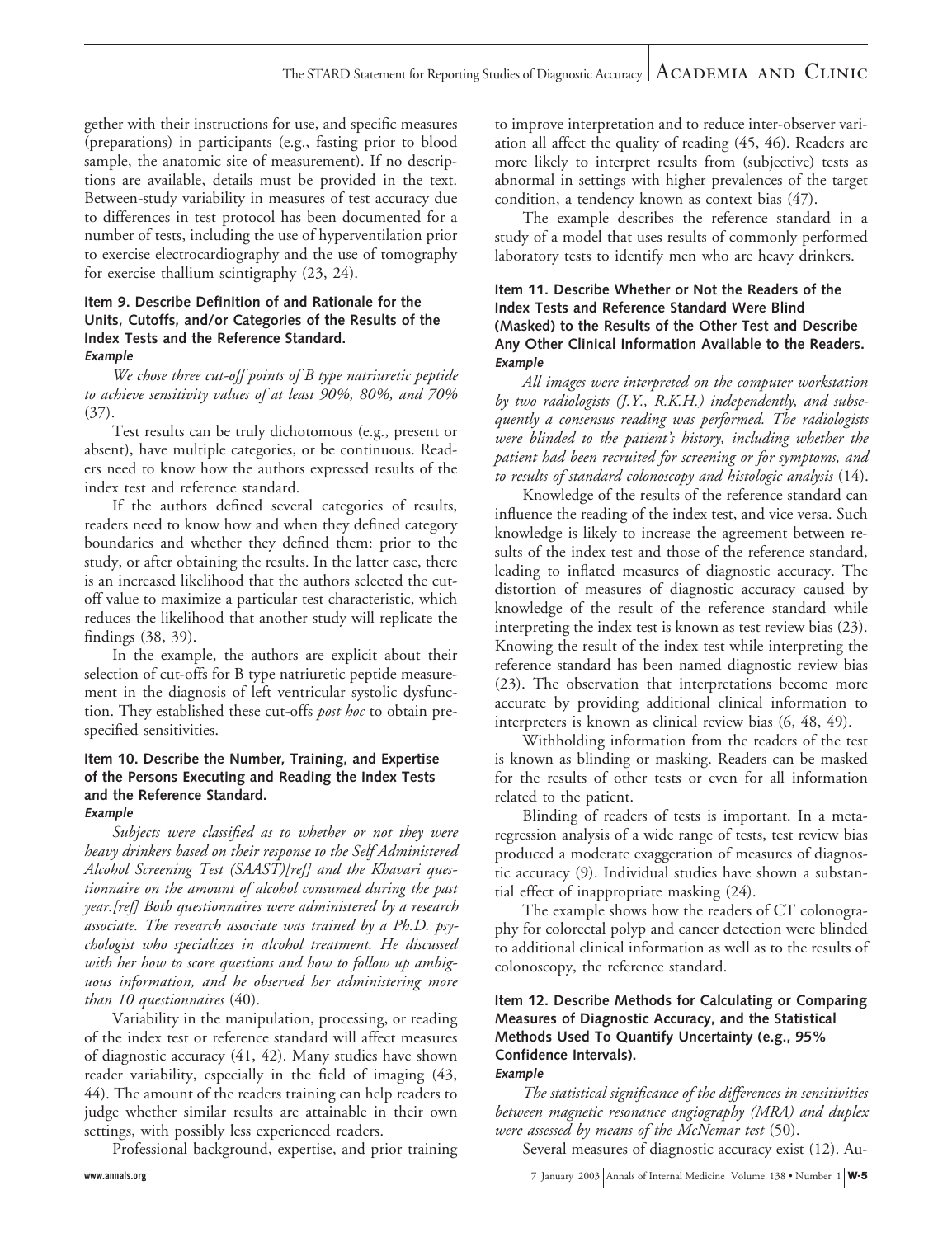gether with their instructions for use, and specific measures (preparations) in participants (e.g., fasting prior to blood sample, the anatomic site of measurement). If no descriptions are available, details must be provided in the text. Between-study variability in measures of test accuracy due to differences in test protocol has been documented for a number of tests, including the use of hyperventilation prior to exercise electrocardiography and the use of tomography for exercise thallium scintigraphy (23, 24).

### Item 9. Describe Definition of and Rationale for the Units, Cutoffs, and/or Categories of the Results of the Index Tests and the Reference Standard.

***Example***

*We chose three cut-off points of B type natriuretic peptide to achieve sensitivity values of at least 90%, 80%, and 70%* (37).

Test results can be truly dichotomous (e.g., present or absent), have multiple categories, or be continuous. Readers need to know how the authors expressed results of the index test and reference standard.

If the authors defined several categories of results, readers need to know how and when they defined category boundaries and whether they defined them: prior to the study, or after obtaining the results. In the latter case, there is an increased likelihood that the authors selected the cut-off value to maximize a particular test characteristic, which reduces the likelihood that another study will replicate the findings (38, 39).

In the example, the authors are explicit about their selection of cut-offs for B type natriuretic peptide measurement in the diagnosis of left ventricular systolic dysfunction. They established these cut-offs *post hoc* to obtain pre-specified sensitivities.

### Item 10. Describe the Number, Training, and Expertise of the Persons Executing and Reading the Index Tests and the Reference Standard.

***Example***

*Subjects were classified as to whether or not they were heavy drinkers based on their response to the Self Administered Alcohol Screening Test (SAAST)[ref] and the Khavari questionnaire on the amount of alcohol consumed during the past year.[ref] Both questionnaires were administered by a research associate. The research associate was trained by a Ph.D. psychologist who specializes in alcohol treatment. He discussed with her how to score questions and how to follow up ambiguous information, and he observed her administering more than 10 questionnaires* (40).

Variability in the manipulation, processing, or reading of the index test or reference standard will affect measures of diagnostic accuracy (41, 42). Many studies have shown reader variability, especially in the field of imaging (43, 44). The amount of the readers training can help readers to judge whether similar results are attainable in their own settings, with possibly less experienced readers.

Professional background, expertise, and prior training to improve interpretation and to reduce inter-observer variation all affect the quality of reading (45, 46). Readers are more likely to interpret results from (subjective) tests as abnormal in settings with higher prevalences of the target condition, a tendency known as context bias (47).

The example describes the reference standard in a study of a model that uses results of commonly performed laboratory tests to identify men who are heavy drinkers.

### Item 11. Describe Whether or Not the Readers of the Index Tests and Reference Standard Were Blind (Masked) to the Results of the Other Test and Describe Any Other Clinical Information Available to the Readers.

***Example***

*All images were interpreted on the computer workstation by two radiologists (J.Y., R.K.H.) independently, and subsequently a consensus reading was performed. The radiologists were blinded to the patient's history, including whether the patient had been recruited for screening or for symptoms, and to results of standard colonoscopy and histologic analysis* (14).

Knowledge of the results of the reference standard can influence the reading of the index test, and vice versa. Such knowledge is likely to increase the agreement between results of the index test and those of the reference standard, leading to inflated measures of diagnostic accuracy. The distortion of measures of diagnostic accuracy caused by knowledge of the result of the reference standard while interpreting the index test is known as test review bias (23). Knowing the result of the index test while interpreting the reference standard has been named diagnostic review bias (23). The observation that interpretations become more accurate by providing additional clinical information to interpreters is known as clinical review bias (6, 48, 49).

Withholding information from the readers of the test is known as blinding or masking. Readers can be masked for the results of other tests or even for all information related to the patient.

Blinding of readers of tests is important. In a meta-regression analysis of a wide range of tests, test review bias produced a moderate exaggeration of measures of diagnostic accuracy (9). Individual studies have shown a substantial effect of inappropriate masking (24).

The example shows how the readers of CT colonography for colorectal polyp and cancer detection were blinded to additional clinical information as well as to the results of colonoscopy, the reference standard.

### Item 12. Describe Methods for Calculating or Comparing Measures of Diagnostic Accuracy, and the Statistical Methods Used To Quantify Uncertainty (e.g., 95% Confidence Intervals).

***Example***

*The statistical significance of the differences in sensitivities between magnetic resonance angiography (MRA) and duplex were assessed by means of the McNemar test* (50).

Several measures of diagnostic accuracy exist (12). Au-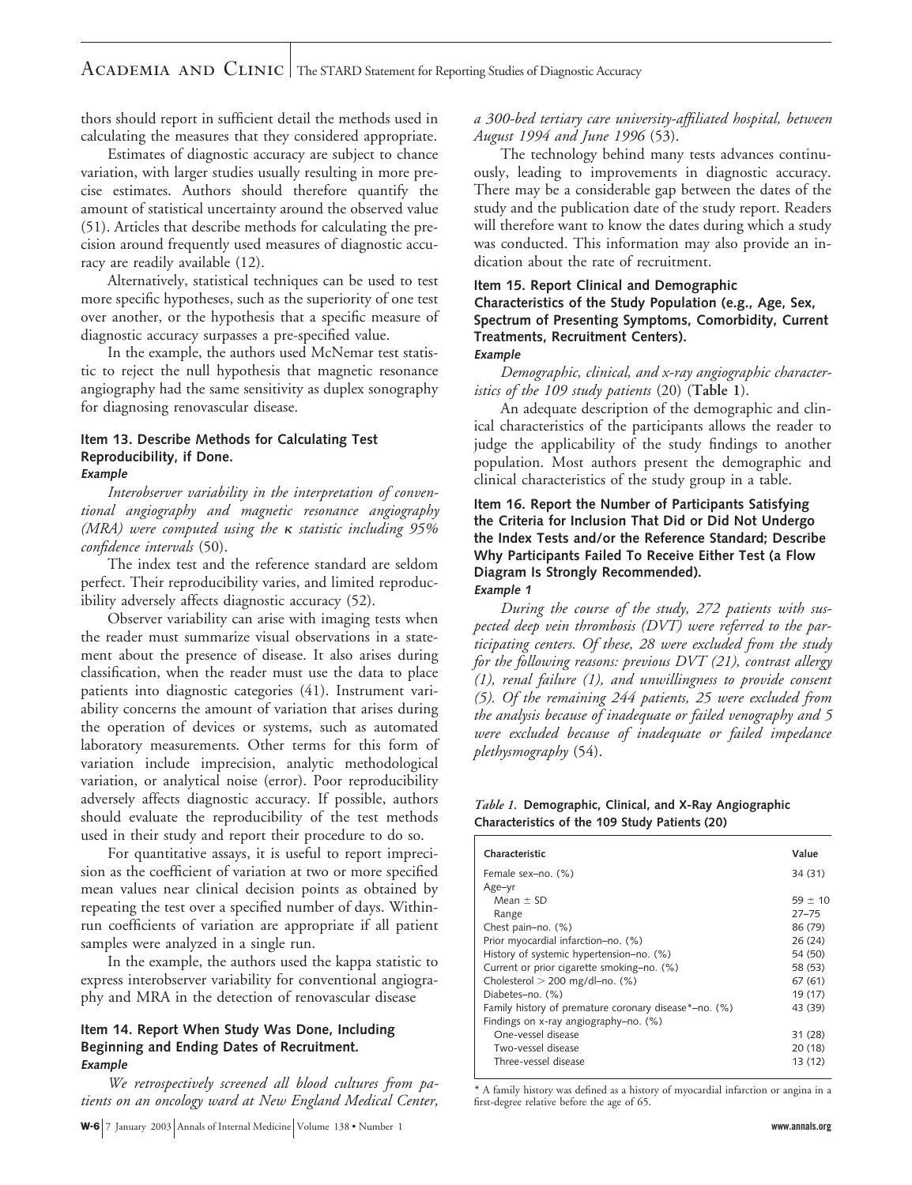thors should report in sufficient detail the methods used in calculating the measures that they considered appropriate.

Estimates of diagnostic accuracy are subject to chance variation, with larger studies usually resulting in more precise estimates. Authors should therefore quantify the amount of statistical uncertainty around the observed value (51). Articles that describe methods for calculating the precision around frequently used measures of diagnostic accuracy are readily available (12).

Alternatively, statistical techniques can be used to test more specific hypotheses, such as the superiority of one test over another, or the hypothesis that a specific measure of diagnostic accuracy surpasses a pre-specified value.

In the example, the authors used McNemar test statistic to reject the null hypothesis that magnetic resonance angiography had the same sensitivity as duplex sonography for diagnosing renovascular disease.

### Item 13. Describe Methods for Calculating Test Reproducibility, if Done.

***Example***

*Interobserver variability in the interpretation of conventional angiography and magnetic resonance angiography (MRA) were computed using the $\kappa$ statistic including 95% confidence intervals* (50).

The index test and the reference standard are seldom perfect. Their reproducibility varies, and limited reproducibility adversely affects diagnostic accuracy (52).

Observer variability can arise with imaging tests when the reader must summarize visual observations in a statement about the presence of disease. It also arises during classification, when the reader must use the data to place patients into diagnostic categories (41). Instrument variability concerns the amount of variation that arises during the operation of devices or systems, such as automated laboratory measurements. Other terms for this form of variation include imprecision, analytic methodological variation, or analytical noise (error). Poor reproducibility adversely affects diagnostic accuracy. If possible, authors should evaluate the reproducibility of the test methods used in their study and report their procedure to do so.

For quantitative assays, it is useful to report imprecision as the coefficient of variation at two or more specified mean values near clinical decision points as obtained by repeating the test over a specified number of days. Within-run coefficients of variation are appropriate if all patient samples were analyzed in a single run.

In the example, the authors used the kappa statistic to express interobserver variability for conventional angiography and MRA in the detection of renovascular disease

### Item 14. Report When Study Was Done, Including Beginning and Ending Dates of Recruitment.

***Example***

*We retrospectively screened all blood cultures from patients on an oncology ward at New England Medical Center, a 300-bed tertiary care university-affiliated hospital, between August 1994 and June 1996* (53).

The technology behind many tests advances continuously, leading to improvements in diagnostic accuracy. There may be a considerable gap between the dates of the study and the publication date of the study report. Readers will therefore want to know the dates during which a study was conducted. This information may also provide an indication about the rate of recruitment.

### Item 15. Report Clinical and Demographic Characteristics of the Study Population (e.g., Age, Sex, Spectrum of Presenting Symptoms, Comorbidity, Current Treatments, Recruitment Centers).

***Example***

*Demographic, clinical, and x-ray angiographic characteristics of the 109 study patients* (20) (**Table 1**).

An adequate description of the demographic and clinical characteristics of the participants allows the reader to judge the applicability of the study findings to another population. Most authors present the demographic and clinical characteristics of the study group in a table.

### Item 16. Report the Number of Participants Satisfying the Criteria for Inclusion That Did or Did Not Undergo the Index Tests and/or the Reference Standard; Describe Why Participants Failed To Receive Either Test (a Flow Diagram Is Strongly Recommended).

***Example 1***

*During the course of the study, 272 patients with suspected deep vein thrombosis (DVT) were referred to the participating centers. Of these, 28 were excluded from the study for the following reasons: previous DVT (21), contrast allergy (1), renal failure (1), and unwillingness to provide consent (5). Of the remaining 244 patients, 25 were excluded from the analysis because of inadequate or failed venography and 5 were excluded because of inadequate or failed impedance plethysmography* (54).

*Table 1.* **Demographic, Clinical, and X-Ray Angiographic Characteristics of the 109 Study Patients (20)**

| Characteristic | Value |
|---|---|
| Female sex–no. (%) | 34 (31) |
| Age–yr | |
| Mean ± SD | 59 ± 10 |
| Range | 27–75 |
| Chest pain–no. (%) | 86 (79) |
| Prior myocardial infarction–no. (%) | 26 (24) |
| History of systemic hypertension–no. (%) | 54 (50) |
| Current or prior cigarette smoking–no. (%) | 58 (53) |
| Cholesterol > 200 mg/dl–no. (%) | 67 (61) |
| Diabetes–no. (%) | 19 (17) |
| Family history of premature coronary disease*–no. (%) | 43 (39) |
| Findings on x-ray angiography–no. (%) | |
| One-vessel disease | 31 (28) |
| Two-vessel disease | 20 (18) |
| Three-vessel disease | 13 (12) |

* A family history was defined as a history of myocardial infarction or angina in a first-degree relative before the age of 65.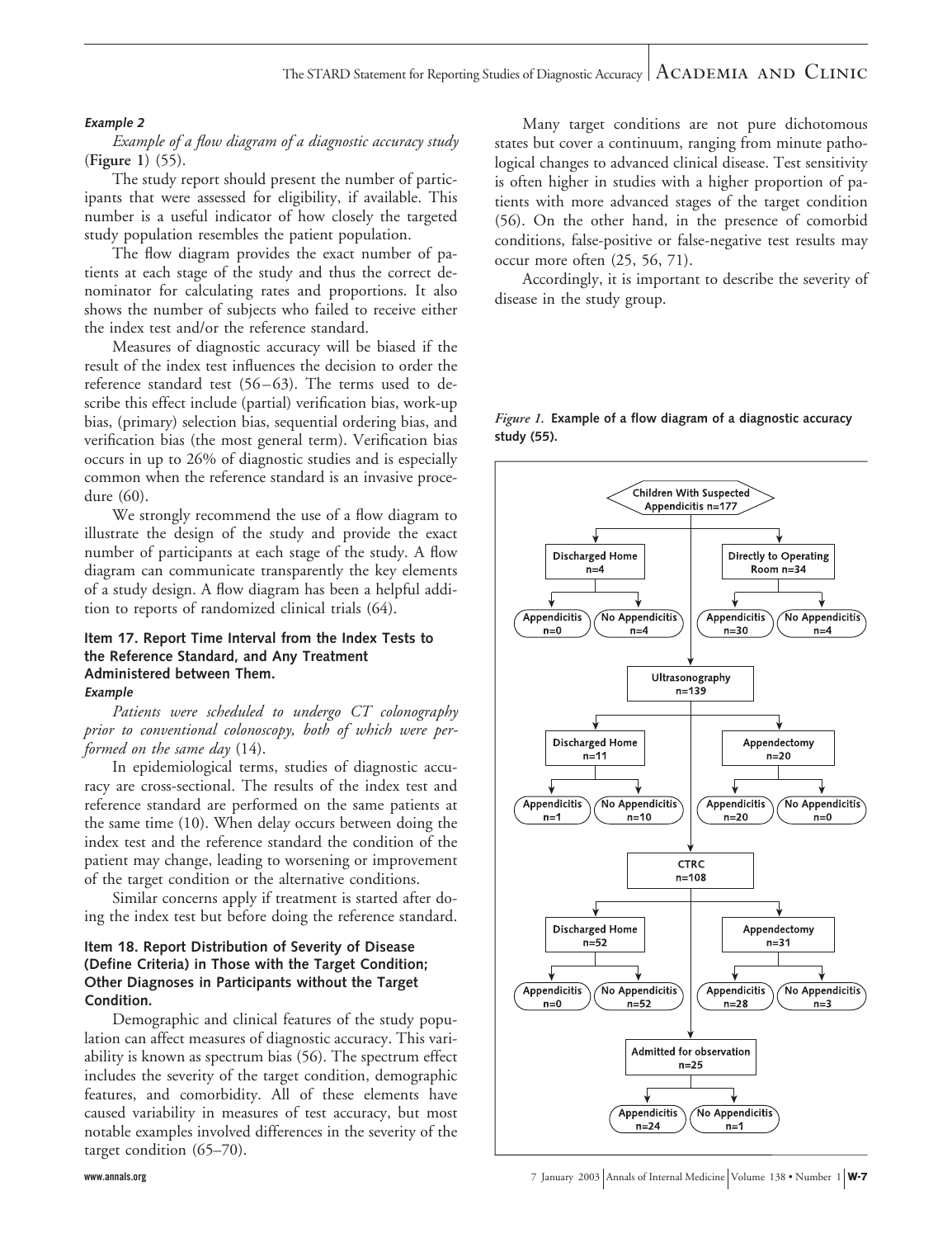*Example 2*

*Example of a flow diagram of a diagnostic accuracy study* (**Figure 1**) (55).

The study report should present the number of participants that were assessed for eligibility, if available. This number is a useful indicator of how closely the targeted study population resembles the patient population.

The flow diagram provides the exact number of patients at each stage of the study and thus the correct denominator for calculating rates and proportions. It also shows the number of subjects who failed to receive either the index test and/or the reference standard.

Measures of diagnostic accuracy will be biased if the result of the index test influences the decision to order the reference standard test (56–63). The terms used to describe this effect include (partial) verification bias, work-up bias, (primary) selection bias, sequential ordering bias, and verification bias (the most general term). Verification bias occurs in up to 26% of diagnostic studies and is especially common when the reference standard is an invasive procedure (60).

We strongly recommend the use of a flow diagram to illustrate the design of the study and provide the exact number of participants at each stage of the study. A flow diagram can communicate transparently the key elements of a study design. A flow diagram has been a helpful addition to reports of randomized clinical trials (64).

### Item 17. Report Time Interval from the Index Tests to the Reference Standard, and Any Treatment Administered between Them.

*Example*

*Patients were scheduled to undergo CT colonography prior to conventional colonoscopy, both of which were performed on the same day* (14).

In epidemiological terms, studies of diagnostic accuracy are cross-sectional. The results of the index test and reference standard are performed on the same patients at the same time (10). When delay occurs between doing the index test and the reference standard the condition of the patient may change, leading to worsening or improvement of the target condition or the alternative conditions.

Similar concerns apply if treatment is started after doing the index test but before doing the reference standard.

### Item 18. Report Distribution of Severity of Disease (Define Criteria) in Those with the Target Condition; Other Diagnoses in Participants without the Target Condition.

Demographic and clinical features of the study population can affect measures of diagnostic accuracy. This variability is known as spectrum bias (56). The spectrum effect includes the severity of the target condition, demographic features, and comorbidity. All of these elements have caused variability in measures of test accuracy, but most notable examples involved differences in the severity of the target condition (65–70).

Many target conditions are not pure dichotomous states but cover a continuum, ranging from minute pathological changes to advanced clinical disease. Test sensitivity is often higher in studies with a higher proportion of patients with more advanced stages of the target condition (56). On the other hand, in the presence of comorbid conditions, false-positive or false-negative test results may occur more often (25, 56, 71).

Accordingly, it is important to describe the severity of disease in the study group.

*Figure 1.* **Example of a flow diagram of a diagnostic accuracy study (55).**

- Children With Suspected Appendicitis n=177
  - Discharged Home n=4
    - Appendicitis n=0
    - No Appendicitis n=4
  - Directly to Operating Room n=34
    - Appendicitis n=30
    - No Appendicitis n=4
  - Ultrasonography n=139
    - Discharged Home n=11
      - Appendicitis n=1
      - No Appendicitis n=10
    - Appendectomy n=20
      - Appendicitis n=20
      - No Appendicitis n=0
    - CTRC n=108
      - Discharged Home n=52
        - Appendicitis n=0
        - No Appendicitis n=52
      - Appendectomy n=31
        - Appendicitis n=28
        - No Appendicitis n=3
      - Admitted for observation n=25
        - Appendicitis n=24
        - No Appendicitis n=1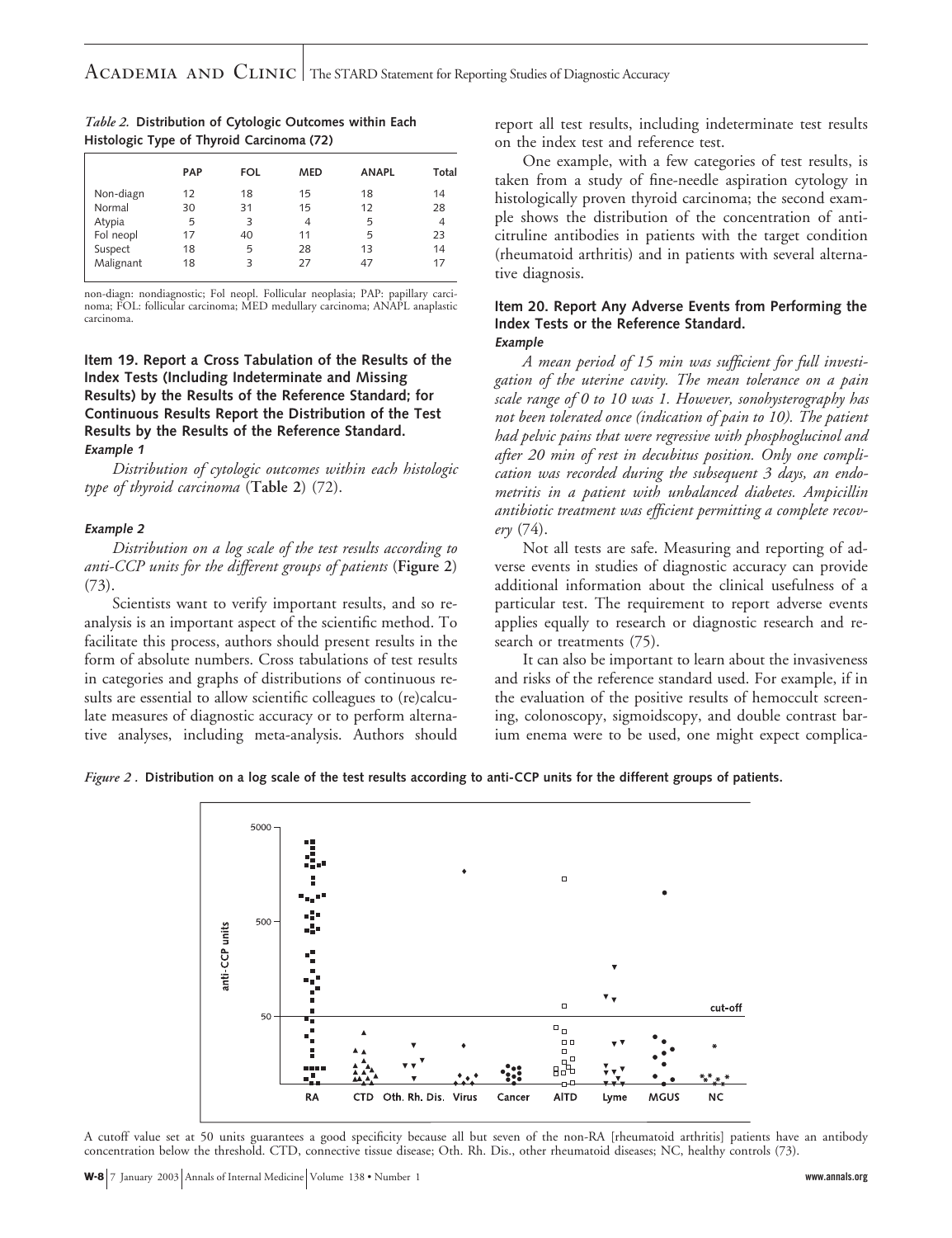*Table 2.* **Distribution of Cytologic Outcomes within Each Histologic Type of Thyroid Carcinoma (72)**

| | PAP | FOL | MED | ANAPL | Total |
|---|---|---|---|---|---|
| Non-diagn | 12 | 18 | 15 | 18 | 14 |
| Normal | 30 | 31 | 15 | 12 | 28 |
| Atypia | 5 | 3 | 4 | 5 | 4 |
| Fol neopl | 17 | 40 | 11 | 5 | 23 |
| Suspect | 18 | 5 | 28 | 13 | 14 |
| Malignant | 18 | 3 | 27 | 47 | 17 |

non-diagn: nondiagnostic; Fol neopl. Follicular neoplasia; PAP: papillary carcinoma; FOL: follicular carcinoma; MED medullary carcinoma; ANAPL anaplastic carcinoma.

### Item 19. Report a Cross Tabulation of the Results of the Index Tests (Including Indeterminate and Missing Results) by the Results of the Reference Standard; for Continuous Results Report the Distribution of the Test Results by the Results of the Reference Standard.

#### *Example 1*

*Distribution of cytologic outcomes within each histologic type of thyroid carcinoma* (**Table 2**) (72).

#### *Example 2*

*Distribution on a log scale of the test results according to anti-CCP units for the different groups of patients* (**Figure 2**) (73).

Scientists want to verify important results, and so reanalysis is an important aspect of the scientific method. To facilitate this process, authors should present results in the form of absolute numbers. Cross tabulations of test results in categories and graphs of distributions of continuous results are essential to allow scientific colleagues to (re)calculate measures of diagnostic accuracy or to perform alternative analyses, including meta-analysis. Authors should report all test results, including indeterminate test results on the index test and reference test.

One example, with a few categories of test results, is taken from a study of fine-needle aspiration cytology in histologically proven thyroid carcinoma; the second example shows the distribution of the concentration of anticitruline antibodies in patients with the target condition (rheumatoid arthritis) and in patients with several alternative diagnosis.

### Item 20. Report Any Adverse Events from Performing the Index Tests or the Reference Standard.

#### *Example*

*A mean period of 15 min was sufficient for full investigation of the uterine cavity. The mean tolerance on a pain scale range of 0 to 10 was 1. However, sonohysterography has not been tolerated once (indication of pain to 10). The patient had pelvic pains that were regressive with phosphoglucinol and after 20 min of rest in decubitus position. Only one complication was recorded during the subsequent 3 days, an endometritis in a patient with unbalanced diabetes. Ampicillin antibiotic treatment was efficient permitting a complete recovery* (74).

Not all tests are safe. Measuring and reporting of adverse events in studies of diagnostic accuracy can provide additional information about the clinical usefulness of a particular test. The requirement to report adverse events applies equally to research or diagnostic research and research or treatments (75).

It can also be important to learn about the invasiveness and risks of the reference standard used. For example, if in the evaluation of the positive results of hemoccult screening, colonoscopy, sigmoidscopy, and double contrast barium enema were to be used, one might expect complica-

*Figure 2 .* **Distribution on a log scale of the test results according to anti-CCP units for the different groups of patients.**

A cutoff value set at 50 units guarantees a good specificity because all but seven of the non-RA [rheumatoid arthritis] patients have an antibody concentration below the threshold. CTD, connective tissue disease; Oth. Rh. Dis., other rheumatoid diseases; NC, healthy controls (73).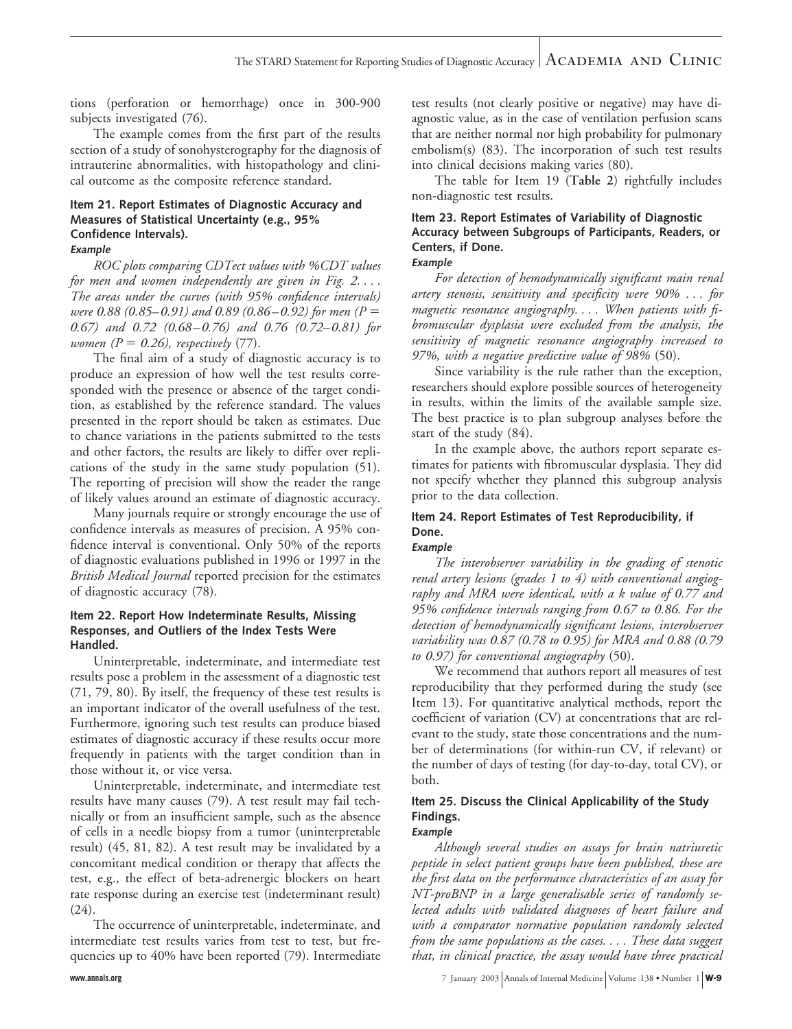tions (perforation or hemorrhage) once in 300-900 subjects investigated (76).

The example comes from the first part of the results section of a study of sonohysterography for the diagnosis of intrauterine abnormalities, with histopathology and clinical outcome as the composite reference standard.

### Item 21. Report Estimates of Diagnostic Accuracy and Measures of Statistical Uncertainty (e.g., 95% Confidence Intervals).

***Example***

*ROC plots comparing CDTect values with %CDT values for men and women independently are given in Fig. 2. . . . The areas under the curves (with 95% confidence intervals) were 0.88 (0.85–0.91) and 0.89 (0.86–0.92) for men (P = 0.67) and 0.72 (0.68–0.76) and 0.76 (0.72–0.81) for women (P = 0.26), respectively* (77).

The final aim of a study of diagnostic accuracy is to produce an expression of how well the test results corresponded with the presence or absence of the target condition, as established by the reference standard. The values presented in the report should be taken as estimates. Due to chance variations in the patients submitted to the tests and other factors, the results are likely to differ over replications of the study in the same study population (51). The reporting of precision will show the reader the range of likely values around an estimate of diagnostic accuracy.

Many journals require or strongly encourage the use of confidence intervals as measures of precision. A 95% confidence interval is conventional. Only 50% of the reports of diagnostic evaluations published in 1996 or 1997 in the *British Medical Journal* reported precision for the estimates of diagnostic accuracy (78).

### Item 22. Report How Indeterminate Results, Missing Responses, and Outliers of the Index Tests Were Handled.

Uninterpretable, indeterminate, and intermediate test results pose a problem in the assessment of a diagnostic test (71, 79, 80). By itself, the frequency of these test results is an important indicator of the overall usefulness of the test. Furthermore, ignoring such test results can produce biased estimates of diagnostic accuracy if these results occur more frequently in patients with the target condition than in those without it, or vice versa.

Uninterpretable, indeterminate, and intermediate test results have many causes (79). A test result may fail technically or from an insufficient sample, such as the absence of cells in a needle biopsy from a tumor (uninterpretable result) (45, 81, 82). A test result may be invalidated by a concomitant medical condition or therapy that affects the test, e.g., the effect of beta-adrenergic blockers on heart rate response during an exercise test (indeterminant result) (24).

The occurrence of uninterpretable, indeterminate, and intermediate test results varies from test to test, but frequencies up to 40% have been reported (79). Intermediate test results (not clearly positive or negative) may have diagnostic value, as in the case of ventilation perfusion scans that are neither normal nor high probability for pulmonary embolism(s) (83). The incorporation of such test results into clinical decisions making varies (80).

The table for Item 19 (**Table 2**) rightfully includes non-diagnostic test results.

### Item 23. Report Estimates of Variability of Diagnostic Accuracy between Subgroups of Participants, Readers, or Centers, if Done.

***Example***

*For detection of hemodynamically significant main renal artery stenosis, sensitivity and specificity were 90% . . . for magnetic resonance angiography. . . . When patients with fibromuscular dysplasia were excluded from the analysis, the sensitivity of magnetic resonance angiography increased to 97%, with a negative predictive value of 98%* (50).

Since variability is the rule rather than the exception, researchers should explore possible sources of heterogeneity in results, within the limits of the available sample size. The best practice is to plan subgroup analyses before the start of the study (84).

In the example above, the authors report separate estimates for patients with fibromuscular dysplasia. They did not specify whether they planned this subgroup analysis prior to the data collection.

### Item 24. Report Estimates of Test Reproducibility, if Done.

***Example***

*The interobserver variability in the grading of stenotic renal artery lesions (grades 1 to 4) with conventional angiography and MRA were identical, with a k value of 0.77 and 95% confidence intervals ranging from 0.67 to 0.86. For the detection of hemodynamically significant lesions, interobserver variability was 0.87 (0.78 to 0.95) for MRA and 0.88 (0.79 to 0.97) for conventional angiography* (50).

We recommend that authors report all measures of test reproducibility that they performed during the study (see Item 13). For quantitative analytical methods, report the coefficient of variation (CV) at concentrations that are relevant to the study, state those concentrations and the number of determinations (for within-run CV, if relevant) or the number of days of testing (for day-to-day, total CV), or both.

### Item 25. Discuss the Clinical Applicability of the Study Findings.

***Example***

*Although several studies on assays for brain natriuretic peptide in select patient groups have been published, these are the first data on the performance characteristics of an assay for NT-proBNP in a large generalisable series of randomly selected adults with validated diagnoses of heart failure and with a comparator normative population randomly selected from the same populations as the cases. . . . These data suggest that, in clinical practice, the assay would have three practical*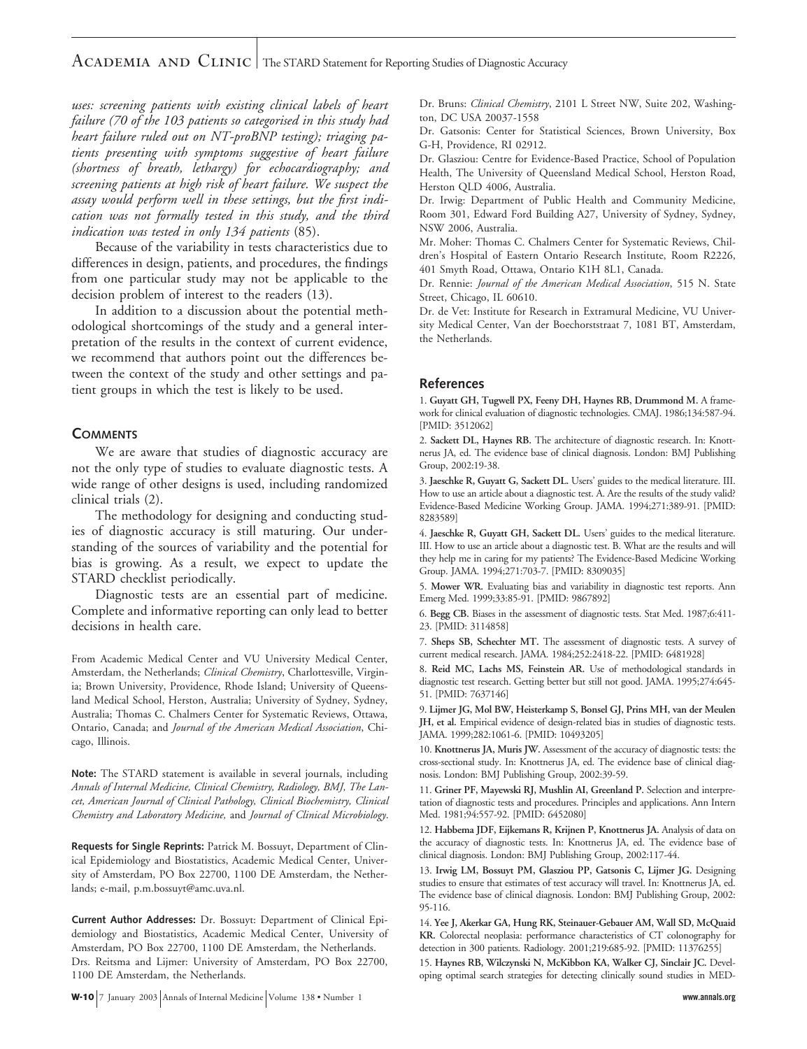*uses: screening patients with existing clinical labels of heart failure (70 of the 103 patients so categorised in this study had heart failure ruled out on NT-proBNP testing); triaging patients presenting with symptoms suggestive of heart failure (shortness of breath, lethargy) for echocardiography; and screening patients at high risk of heart failure. We suspect the assay would perform well in these settings, but the first indication was not formally tested in this study, and the third indication was tested in only 134 patients* (85).

Because of the variability in tests characteristics due to differences in design, patients, and procedures, the findings from one particular study may not be applicable to the decision problem of interest to the readers (13).

In addition to a discussion about the potential methodological shortcomings of the study and a general interpretation of the results in the context of current evidence, we recommend that authors point out the differences between the context of the study and other settings and patient groups in which the test is likely to be used.

## Comments

We are aware that studies of diagnostic accuracy are not the only type of studies to evaluate diagnostic tests. A wide range of other designs is used, including randomized clinical trials (2).

The methodology for designing and conducting studies of diagnostic accuracy is still maturing. Our understanding of the sources of variability and the potential for bias is growing. As a result, we expect to update the STARD checklist periodically.

Diagnostic tests are an essential part of medicine. Complete and informative reporting can only lead to better decisions in health care.

From Academic Medical Center and VU University Medical Center, Amsterdam, the Netherlands; *Clinical Chemistry*, Charlottesville, Virginia; Brown University, Providence, Rhode Island; University of Queensland Medical School, Herston, Australia; University of Sydney, Sydney, Australia; Thomas C. Chalmers Center for Systematic Reviews, Ottawa, Ontario, Canada; and *Journal of the American Medical Association*, Chicago, Illinois.

**Note:** The STARD statement is available in several journals, including *Annals of Internal Medicine, Clinical Chemistry, Radiology, BMJ, The Lancet, American Journal of Clinical Pathology, Clinical Biochemistry, Clinical Chemistry and Laboratory Medicine,* and *Journal of Clinical Microbiology*.

**Requests for Single Reprints:** Patrick M. Bossuyt, Department of Clinical Epidemiology and Biostatistics, Academic Medical Center, University of Amsterdam, PO Box 22700, 1100 DE Amsterdam, the Netherlands; e-mail, p.m.bossuyt@amc.uva.nl.

**Current Author Addresses:** Dr. Bossuyt: Department of Clinical Epidemiology and Biostatistics, Academic Medical Center, University of Amsterdam, PO Box 22700, 1100 DE Amsterdam, the Netherlands.
Drs. Reitsma and Lijmer: University of Amsterdam, PO Box 22700, 1100 DE Amsterdam, the Netherlands.
Dr. Bruns: *Clinical Chemistry*, 2101 L Street NW, Suite 202, Washington, DC USA 20037-1558
Dr. Gatsonis: Center for Statistical Sciences, Brown University, Box G-H, Providence, RI 02912.
Dr. Glasziou: Centre for Evidence-Based Practice, School of Population Health, The University of Queensland Medical School, Herston Road, Herston QLD 4006, Australia.
Dr. Irwig: Department of Public Health and Community Medicine, Room 301, Edward Ford Building A27, University of Sydney, Sydney, NSW 2006, Australia.
Mr. Moher: Thomas C. Chalmers Center for Systematic Reviews, Children's Hospital of Eastern Ontario Research Institute, Room R2226, 401 Smyth Road, Ottawa, Ontario K1H 8L1, Canada.
Dr. Rennie: *Journal of the American Medical Association*, 515 N. State Street, Chicago, IL 60610.
Dr. de Vet: Institute for Research in Extramural Medicine, VU University Medical Center, Van der Boechorststraat 7, 1081 BT, Amsterdam, the Netherlands.

## References

1. **Guyatt GH, Tugwell PX, Feeny DH, Haynes RB, Drummond M.** A framework for clinical evaluation of diagnostic technologies. CMAJ. 1986;134:587-94. [PMID: 3512062]

2. **Sackett DL, Haynes RB.** The architecture of diagnostic research. In: Knottnerus JA, ed. The evidence base of clinical diagnosis. London: BMJ Publishing Group, 2002:19-38.

3. **Jaeschke R, Guyatt G, Sackett DL.** Users' guides to the medical literature. III. How to use an article about a diagnostic test. A. Are the results of the study valid? Evidence-Based Medicine Working Group. JAMA. 1994;271:389-91. [PMID: 8283589]

4. **Jaeschke R, Guyatt GH, Sackett DL.** Users' guides to the medical literature. III. How to use an article about a diagnostic test. B. What are the results and will they help me in caring for my patients? The Evidence-Based Medicine Working Group. JAMA. 1994;271:703-7. [PMID: 8309035]

5. **Mower WR.** Evaluating bias and variability in diagnostic test reports. Ann Emerg Med. 1999;33:85-91. [PMID: 9867892]

6. **Begg CB.** Biases in the assessment of diagnostic tests. Stat Med. 1987;6:411-23. [PMID: 3114858]

7. **Sheps SB, Schechter MT.** The assessment of diagnostic tests. A survey of current medical research. JAMA. 1984;252:2418-22. [PMID: 6481928]

8. **Reid MC, Lachs MS, Feinstein AR.** Use of methodological standards in diagnostic test research. Getting better but still not good. JAMA. 1995;274:645-51. [PMID: 7637146]

9. **Lijmer JG, Mol BW, Heisterkamp S, Bonsel GJ, Prins MH, van der Meulen JH, et al.** Empirical evidence of design-related bias in studies of diagnostic tests. JAMA. 1999;282:1061-6. [PMID: 10493205]

10. **Knottnerus JA, Muris JW.** Assessment of the accuracy of diagnostic tests: the cross-sectional study. In: Knottnerus JA, ed. The evidence base of clinical diagnosis. London: BMJ Publishing Group, 2002:39-59.

11. **Griner PF, Mayewski RJ, Mushlin AI, Greenland P.** Selection and interpretation of diagnostic tests and procedures. Principles and applications. Ann Intern Med. 1981;94:557-92. [PMID: 6452080]

12. **Habbema JDF, Eijkemans R, Krijnen P, Knottnerus JA.** Analysis of data on the accuracy of diagnostic tests. In: Knottnerus JA, ed. The evidence base of clinical diagnosis. London: BMJ Publishing Group, 2002:117-44.

13. **Irwig LM, Bossuyt PM, Glasziou PP, Gatsonis C, Lijmer JG.** Designing studies to ensure that estimates of test accuracy will travel. In: Knottnerus JA, ed. The evidence base of clinical diagnosis. London: BMJ Publishing Group, 2002: 95-116.

14. **Yee J, Akerkar GA, Hung RK, Steinauer-Gebauer AM, Wall SD, McQuaid KR.** Colorectal neoplasia: performance characteristics of CT colonography for detection in 300 patients. Radiology. 2001;219:685-92. [PMID: 11376255]

15. **Haynes RB, Wilczynski N, McKibbon KA, Walker CJ, Sinclair JC.** Developing optimal search strategies for detecting clinically sound studies in MED-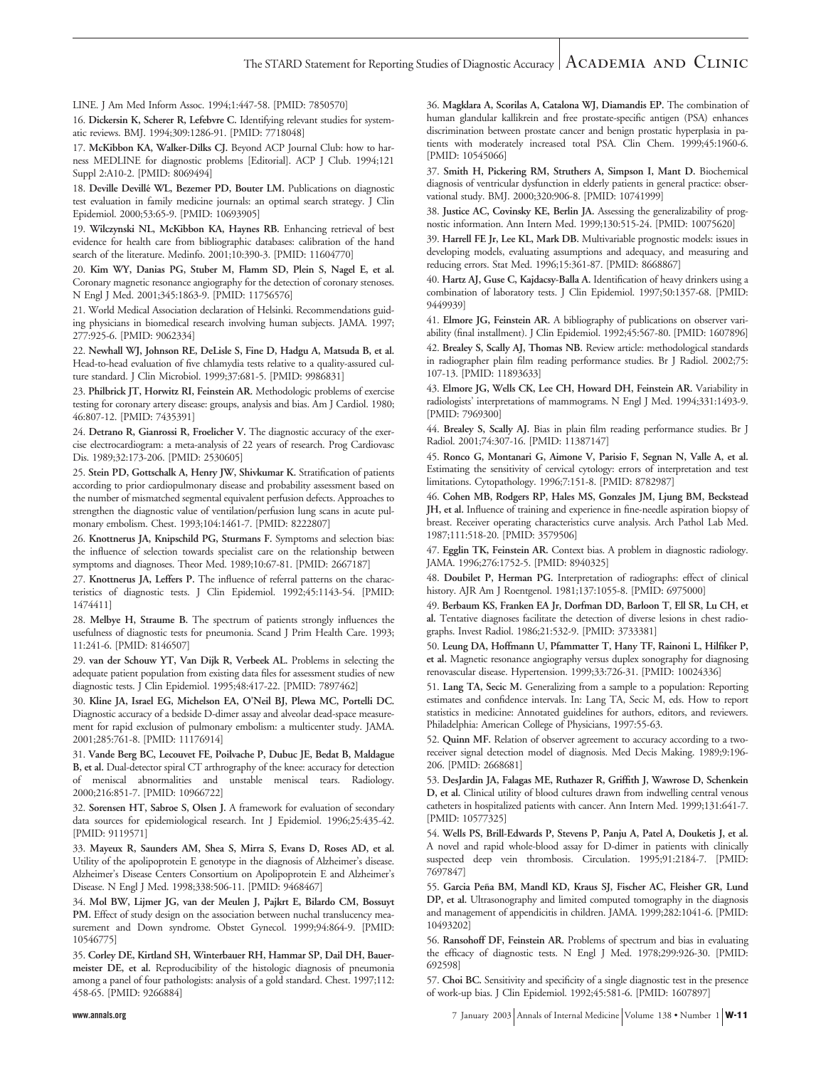LINE. J Am Med Inform Assoc. 1994;1:447-58. [PMID: 7850570]

16. **Dickersin K, Scherer R, Lefebvre C.** Identifying relevant studies for systematic reviews. BMJ. 1994;309:1286-91. [PMID: 7718048]

17. **McKibbon KA, Walker-Dilks CJ.** Beyond ACP Journal Club: how to harness MEDLINE for diagnostic problems [Editorial]. ACP J Club. 1994;121 Suppl 2:A10-2. [PMID: 8069494]

18. **Deville Devillé WL, Bezemer PD, Bouter LM.** Publications on diagnostic test evaluation in family medicine journals: an optimal search strategy. J Clin Epidemiol. 2000;53:65-9. [PMID: 10693905]

19. **Wilczynski NL, McKibbon KA, Haynes RB.** Enhancing retrieval of best evidence for health care from bibliographic databases: calibration of the hand search of the literature. Medinfo. 2001;10:390-3. [PMID: 11604770]

20. **Kim WY, Danias PG, Stuber M, Flamm SD, Plein S, Nagel E, et al.** Coronary magnetic resonance angiography for the detection of coronary stenoses. N Engl J Med. 2001;345:1863-9. [PMID: 11756576]

21. World Medical Association declaration of Helsinki. Recommendations guiding physicians in biomedical research involving human subjects. JAMA. 1997; 277:925-6. [PMID: 9062334]

22. **Newhall WJ, Johnson RE, DeLisle S, Fine D, Hadgu A, Matsuda B, et al.** Head-to-head evaluation of five chlamydia tests relative to a quality-assured culture standard. J Clin Microbiol. 1999;37:681-5. [PMID: 9986831]

23. **Philbrick JT, Horwitz RI, Feinstein AR.** Methodologic problems of exercise testing for coronary artery disease: groups, analysis and bias. Am J Cardiol. 1980; 46:807-12. [PMID: 7435391]

24. **Detrano R, Gianrossi R, Froelicher V.** The diagnostic accuracy of the exercise electrocardiogram: a meta-analysis of 22 years of research. Prog Cardiovasc Dis. 1989;32:173-206. [PMID: 2530605]

25. **Stein PD, Gottschalk A, Henry JW, Shivkumar K.** Stratification of patients according to prior cardiopulmonary disease and probability assessment based on the number of mismatched segmental equivalent perfusion defects. Approaches to strengthen the diagnostic value of ventilation/perfusion lung scans in acute pulmonary embolism. Chest. 1993;104:1461-7. [PMID: 8222807]

26. **Knottnerus JA, Knipschild PG, Sturmans F.** Symptoms and selection bias: the influence of selection towards specialist care on the relationship between symptoms and diagnoses. Theor Med. 1989;10:67-81. [PMID: 2667187]

27. **Knottnerus JA, Leffers P.** The influence of referral patterns on the characteristics of diagnostic tests. J Clin Epidemiol. 1992;45:1143-54. [PMID: 1474411]

28. **Melbye H, Straume B.** The spectrum of patients strongly influences the usefulness of diagnostic tests for pneumonia. Scand J Prim Health Care. 1993; 11:241-6. [PMID: 8146507]

29. **van der Schouw YT, Van Dijk R, Verbeek AL.** Problems in selecting the adequate patient population from existing data files for assessment studies of new diagnostic tests. J Clin Epidemiol. 1995;48:417-22. [PMID: 7897462]

30. **Kline JA, Israel EG, Michelson EA, O'Neil BJ, Plewa MC, Portelli DC.** Diagnostic accuracy of a bedside D-dimer assay and alveolar dead-space measurement for rapid exclusion of pulmonary embolism: a multicenter study. JAMA. 2001;285:761-8. [PMID: 11176914]

31. **Vande Berg BC, Lecouvet FE, Poilvache P, Dubuc JE, Bedat B, Maldague B, et al.** Dual-detector spiral CT arthrography of the knee: accuracy for detection of meniscal abnormalities and unstable meniscal tears. Radiology. 2000;216:851-7. [PMID: 10966722]

32. **Sorensen HT, Sabroe S, Olsen J.** A framework for evaluation of secondary data sources for epidemiological research. Int J Epidemiol. 1996;25:435-42. [PMID: 9119571]

33. **Mayeux R, Saunders AM, Shea S, Mirra S, Evans D, Roses AD, et al.** Utility of the apolipoprotein E genotype in the diagnosis of Alzheimer's disease. Alzheimer's Disease Centers Consortium on Apolipoprotein E and Alzheimer's Disease. N Engl J Med. 1998;338:506-11. [PMID: 9468467]

34. **Mol BW, Lijmer JG, van der Meulen J, Pajkrt E, Bilardo CM, Bossuyt PM.** Effect of study design on the association between nuchal translucency measurement and Down syndrome. Obstet Gynecol. 1999;94:864-9. [PMID: 10546775]

35. **Corley DE, Kirtland SH, Winterbauer RH, Hammar SP, Dail DH, Bauermeister DE, et al.** Reproducibility of the histologic diagnosis of pneumonia among a panel of four pathologists: analysis of a gold standard. Chest. 1997;112: 458-65. [PMID: 9266884]

36. **Magklara A, Scorilas A, Catalona WJ, Diamandis EP.** The combination of human glandular kallikrein and free prostate-specific antigen (PSA) enhances discrimination between prostate cancer and benign prostatic hyperplasia in patients with moderately increased total PSA. Clin Chem. 1999;45:1960-6. [PMID: 10545066]

37. **Smith H, Pickering RM, Struthers A, Simpson I, Mant D.** Biochemical diagnosis of ventricular dysfunction in elderly patients in general practice: observational study. BMJ. 2000;320:906-8. [PMID: 10741999]

38. **Justice AC, Covinsky KE, Berlin JA.** Assessing the generalizability of prognostic information. Ann Intern Med. 1999;130:515-24. [PMID: 10075620]

39. **Harrell FE Jr, Lee KL, Mark DB.** Multivariable prognostic models: issues in developing models, evaluating assumptions and adequacy, and measuring and reducing errors. Stat Med. 1996;15:361-87. [PMID: 8668867]

40. **Hartz AJ, Guse C, Kajdacsy-Balla A.** Identification of heavy drinkers using a combination of laboratory tests. J Clin Epidemiol. 1997;50:1357-68. [PMID: 9449939]

41. **Elmore JG, Feinstein AR.** A bibliography of publications on observer variability (final installment). J Clin Epidemiol. 1992;45:567-80. [PMID: 1607896]

42. **Brealey S, Scally AJ, Thomas NB.** Review article: methodological standards in radiographer plain film reading performance studies. Br J Radiol. 2002;75: 107-13. [PMID: 11893633]

43. **Elmore JG, Wells CK, Lee CH, Howard DH, Feinstein AR.** Variability in radiologists' interpretations of mammograms. N Engl J Med. 1994;331:1493-9. [PMID: 7969300]

44. **Brealey S, Scally AJ.** Bias in plain film reading performance studies. Br J Radiol. 2001;74:307-16. [PMID: 11387147]

45. **Ronco G, Montanari G, Aimone V, Parisio F, Segnan N, Valle A, et al.** Estimating the sensitivity of cervical cytology: errors of interpretation and test limitations. Cytopathology. 1996;7:151-8. [PMID: 8782987]

46. **Cohen MB, Rodgers RP, Hales MS, Gonzales JM, Ljung BM, Beckstead JH, et al.** Influence of training and experience in fine-needle aspiration biopsy of breast. Receiver operating characteristics curve analysis. Arch Pathol Lab Med. 1987;111:518-20. [PMID: 3579506]

47. **Egglin TK, Feinstein AR.** Context bias. A problem in diagnostic radiology. JAMA. 1996;276:1752-5. [PMID: 8940325]

48. **Doubilet P, Herman PG.** Interpretation of radiographs: effect of clinical history. AJR Am J Roentgenol. 1981;137:1055-8. [PMID: 6975000]

49. **Berbaum KS, Franken EA Jr, Dorfman DD, Barloon T, Ell SR, Lu CH, et al.** Tentative diagnoses facilitate the detection of diverse lesions in chest radiographs. Invest Radiol. 1986;21:532-9. [PMID: 3733381]

50. **Leung DA, Hoffmann U, Pfammatter T, Hany TF, Rainoni L, Hilfiker P, et al.** Magnetic resonance angiography versus duplex sonography for diagnosing renovascular disease. Hypertension. 1999;33:726-31. [PMID: 10024336]

51. **Lang TA, Secic M.** Generalizing from a sample to a population: Reporting estimates and confidence intervals. In: Lang TA, Secic M, eds. How to report statistics in medicine: Annotated guidelines for authors, editors, and reviewers. Philadelphia: American College of Physicians, 1997:55-63.

52. **Quinn MF.** Relation of observer agreement to accuracy according to a two-receiver signal detection model of diagnosis. Med Decis Making. 1989;9:196-206. [PMID: 2668681]

53. **DesJardin JA, Falagas ME, Ruthazer R, Griffith J, Wawrose D, Schenkein D, et al.** Clinical utility of blood cultures drawn from indwelling central venous catheters in hospitalized patients with cancer. Ann Intern Med. 1999;131:641-7. [PMID: 10577325]

54. **Wells PS, Brill-Edwards P, Stevens P, Panju A, Patel A, Douketis J, et al.** A novel and rapid whole-blood assay for D-dimer in patients with clinically suspected deep vein thrombosis. Circulation. 1995;91:2184-7. [PMID: 7697847]

55. **Garcia Peña BM, Mandl KD, Kraus SJ, Fischer AC, Fleisher GR, Lund DP, et al.** Ultrasonography and limited computed tomography in the diagnosis and management of appendicitis in children. JAMA. 1999;282:1041-6. [PMID: 10493202]

56. **Ransohoff DF, Feinstein AR.** Problems of spectrum and bias in evaluating the efficacy of diagnostic tests. N Engl J Med. 1978;299:926-30. [PMID: 692598]

57. **Choi BC.** Sensitivity and specificity of a single diagnostic test in the presence of work-up bias. J Clin Epidemiol. 1992;45:581-6. [PMID: 1607897]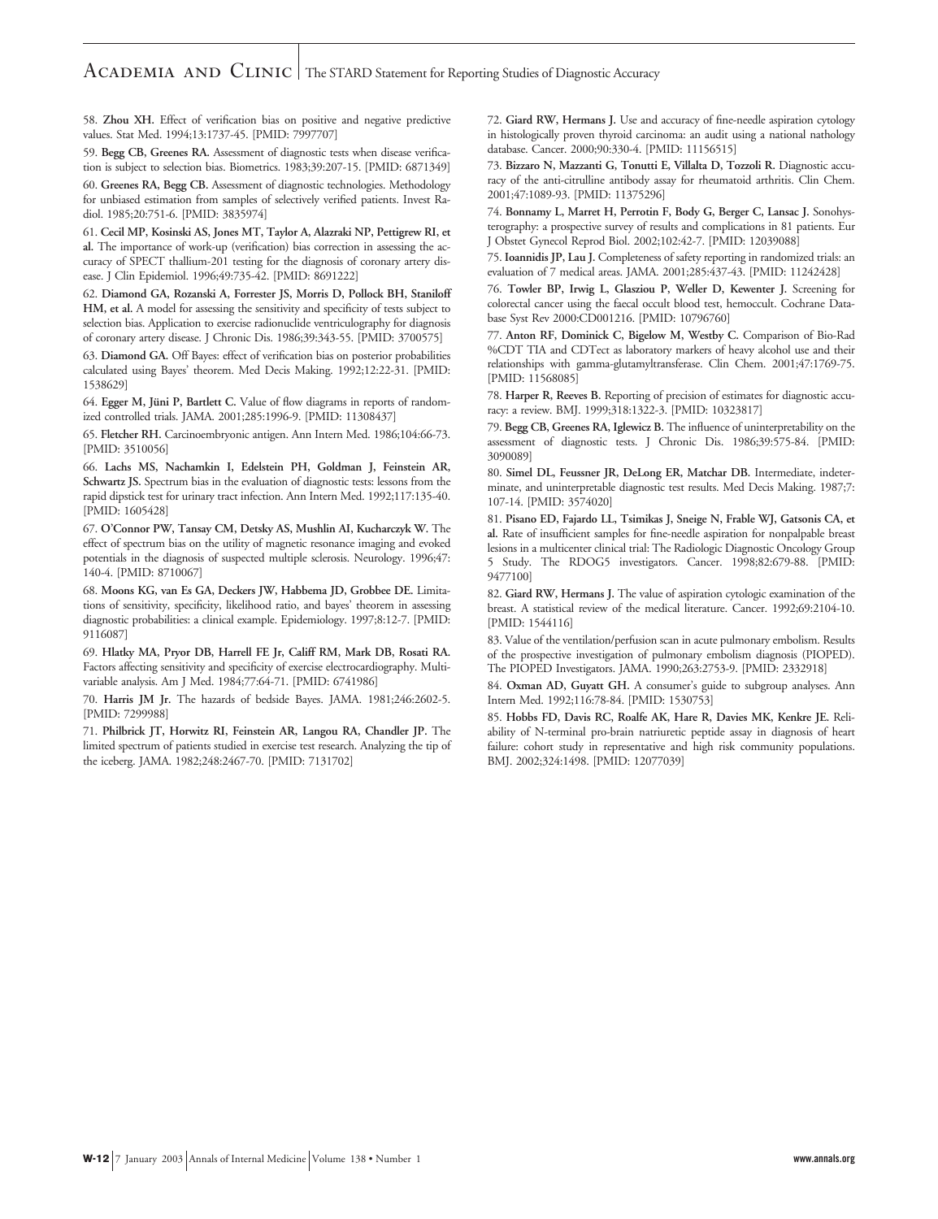58. **Zhou XH.** Effect of verification bias on positive and negative predictive values. Stat Med. 1994;13:1737-45. [PMID: 7997707]

59. **Begg CB, Greenes RA.** Assessment of diagnostic tests when disease verification is subject to selection bias. Biometrics. 1983;39:207-15. [PMID: 6871349]

60. **Greenes RA, Begg CB.** Assessment of diagnostic technologies. Methodology for unbiased estimation from samples of selectively verified patients. Invest Radiol. 1985;20:751-6. [PMID: 3835974]

61. **Cecil MP, Kosinski AS, Jones MT, Taylor A, Alazraki NP, Pettigrew RI, et al.** The importance of work-up (verification) bias correction in assessing the accuracy of SPECT thallium-201 testing for the diagnosis of coronary artery disease. J Clin Epidemiol. 1996;49:735-42. [PMID: 8691222]

62. **Diamond GA, Rozanski A, Forrester JS, Morris D, Pollock BH, Staniloff HM, et al.** A model for assessing the sensitivity and specificity of tests subject to selection bias. Application to exercise radionuclide ventriculography for diagnosis of coronary artery disease. J Chronic Dis. 1986;39:343-55. [PMID: 3700575]

63. **Diamond GA.** Off Bayes: effect of verification bias on posterior probabilities calculated using Bayes' theorem. Med Decis Making. 1992;12:22-31. [PMID: 1538629]

64. **Egger M, Jüni P, Bartlett C.** Value of flow diagrams in reports of randomized controlled trials. JAMA. 2001;285:1996-9. [PMID: 11308437]

65. **Fletcher RH.** Carcinoembryonic antigen. Ann Intern Med. 1986;104:66-73. [PMID: 3510056]

66. **Lachs MS, Nachamkin I, Edelstein PH, Goldman J, Feinstein AR, Schwartz JS.** Spectrum bias in the evaluation of diagnostic tests: lessons from the rapid dipstick test for urinary tract infection. Ann Intern Med. 1992;117:135-40. [PMID: 1605428]

67. **O'Connor PW, Tansay CM, Detsky AS, Mushlin AI, Kucharczyk W.** The effect of spectrum bias on the utility of magnetic resonance imaging and evoked potentials in the diagnosis of suspected multiple sclerosis. Neurology. 1996;47: 140-4. [PMID: 8710067]

68. **Moons KG, van Es GA, Deckers JW, Habbema JD, Grobbee DE.** Limitations of sensitivity, specificity, likelihood ratio, and bayes' theorem in assessing diagnostic probabilities: a clinical example. Epidemiology. 1997;8:12-7. [PMID: 9116087]

69. **Hlatky MA, Pryor DB, Harrell FE Jr, Califf RM, Mark DB, Rosati RA.** Factors affecting sensitivity and specificity of exercise electrocardiography. Multivariable analysis. Am J Med. 1984;77:64-71. [PMID: 6741986]

70. **Harris JM Jr.** The hazards of bedside Bayes. JAMA. 1981;246:2602-5. [PMID: 7299988]

71. **Philbrick JT, Horwitz RI, Feinstein AR, Langou RA, Chandler JP.** The limited spectrum of patients studied in exercise test research. Analyzing the tip of the iceberg. JAMA. 1982;248:2467-70. [PMID: 7131702]

72. **Giard RW, Hermans J.** Use and accuracy of fine-needle aspiration cytology in histologically proven thyroid carcinoma: an audit using a national nathology database. Cancer. 2000;90:330-4. [PMID: 11156515]

73. **Bizzaro N, Mazzanti G, Tonutti E, Villalta D, Tozzoli R.** Diagnostic accuracy of the anti-citrulline antibody assay for rheumatoid arthritis. Clin Chem. 2001;47:1089-93. [PMID: 11375296]

74. **Bonnamy L, Marret H, Perrotin F, Body G, Berger C, Lansac J.** Sonohysterography: a prospective survey of results and complications in 81 patients. Eur J Obstet Gynecol Reprod Biol. 2002;102:42-7. [PMID: 12039088]

75. **Ioannidis JP, Lau J.** Completeness of safety reporting in randomized trials: an evaluation of 7 medical areas. JAMA. 2001;285:437-43. [PMID: 11242428]

76. **Towler BP, Irwig L, Glasziou P, Weller D, Kewenter J.** Screening for colorectal cancer using the faecal occult blood test, hemoccult. Cochrane Database Syst Rev 2000:CD001216. [PMID: 10796760]

77. **Anton RF, Dominick C, Bigelow M, Westby C.** Comparison of Bio-Rad %CDT TIA and CDTect as laboratory markers of heavy alcohol use and their relationships with gamma-glutamyltransferase. Clin Chem. 2001;47:1769-75. [PMID: 11568085]

78. **Harper R, Reeves B.** Reporting of precision of estimates for diagnostic accuracy: a review. BMJ. 1999;318:1322-3. [PMID: 10323817]

79. **Begg CB, Greenes RA, Iglewicz B.** The influence of uninterpretability on the assessment of diagnostic tests. J Chronic Dis. 1986;39:575-84. [PMID: 3090089]

80. **Simel DL, Feussner JR, DeLong ER, Matchar DB.** Intermediate, indeterminate, and uninterpretable diagnostic test results. Med Decis Making. 1987;7: 107-14. [PMID: 3574020]

81. **Pisano ED, Fajardo LL, Tsimikas J, Sneige N, Frable WJ, Gatsonis CA, et al.** Rate of insufficient samples for fine-needle aspiration for nonpalpable breast lesions in a multicenter clinical trial: The Radiologic Diagnostic Oncology Group 5 Study. The RDOG5 investigators. Cancer. 1998;82:679-88. [PMID: 9477100]

82. **Giard RW, Hermans J.** The value of aspiration cytologic examination of the breast. A statistical review of the medical literature. Cancer. 1992;69:2104-10. [PMID: 1544116]

83. Value of the ventilation/perfusion scan in acute pulmonary embolism. Results of the prospective investigation of pulmonary embolism diagnosis (PIOPED). The PIOPED Investigators. JAMA. 1990;263:2753-9. [PMID: 2332918]

84. **Oxman AD, Guyatt GH.** A consumer's guide to subgroup analyses. Ann Intern Med. 1992;116:78-84. [PMID: 1530753]

85. **Hobbs FD, Davis RC, Roalfe AK, Hare R, Davies MK, Kenkre JE.** Reliability of N-terminal pro-brain natriuretic peptide assay in diagnosis of heart failure: cohort study in representative and high risk community populations. BMJ. 2002;324:1498. [PMID: 12077039]